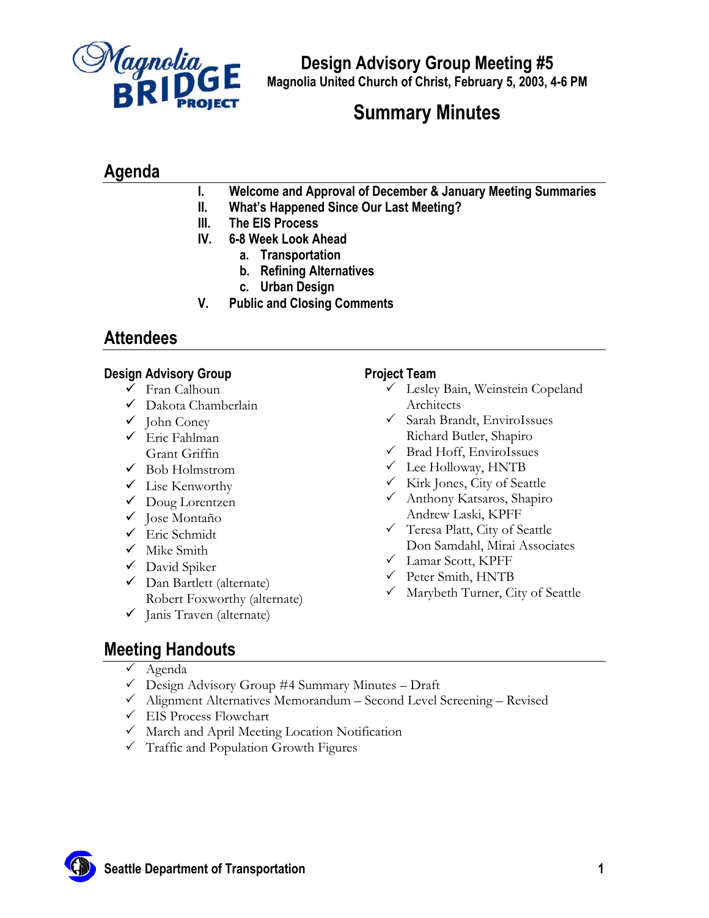# Design Advisory Group Meeting #5

**Magnolia United Church of Christ, February 5, 2003, 4-6 PM**

# Summary Minutes

## Agenda

- **I. Welcome and Approval of December & January Meeting Summaries**
- **II. What's Happened Since Our Last Meeting?**
- **III. The EIS Process**
- **IV. 6-8 Week Look Ahead**
  - **a. Transportation**
  - **b. Refining Alternatives**
  - **c. Urban Design**
- **V. Public and Closing Comments**

## Attendees

### Design Advisory Group

- ✓ Fran Calhoun
- ✓ Dakota Chamberlain
- ✓ John Coney
- ✓ Eric Fahlman
- Grant Griffin
- ✓ Bob Holmstrom
- ✓ Lise Kenworthy
- ✓ Doug Lorentzen
- ✓ Jose Montaño
- ✓ Eric Schmidt
- ✓ Mike Smith
- ✓ David Spiker
- ✓ Dan Bartlett (alternate)
- Robert Foxworthy (alternate)
- ✓ Janis Traven (alternate)

### Project Team

- ✓ Lesley Bain, Weinstein Copeland Architects
- ✓ Sarah Brandt, EnviroIssues
- Richard Butler, Shapiro
- ✓ Brad Hoff, EnviroIssues
- ✓ Lee Holloway, HNTB
- ✓ Kirk Jones, City of Seattle
- ✓ Anthony Katsaros, Shapiro
- Andrew Laski, KPFF
- ✓ Teresa Platt, City of Seattle
- Don Samdahl, Mirai Associates
- ✓ Lamar Scott, KPFF
- ✓ Peter Smith, HNTB
- ✓ Marybeth Turner, City of Seattle

## Meeting Handouts

- ✓ Agenda
- ✓ Design Advisory Group #4 Summary Minutes – Draft
- ✓ Alignment Alternatives Memorandum – Second Level Screening – Revised
- ✓ EIS Process Flowchart
- ✓ March and April Meeting Location Notification
- ✓ Traffic and Population Growth Figures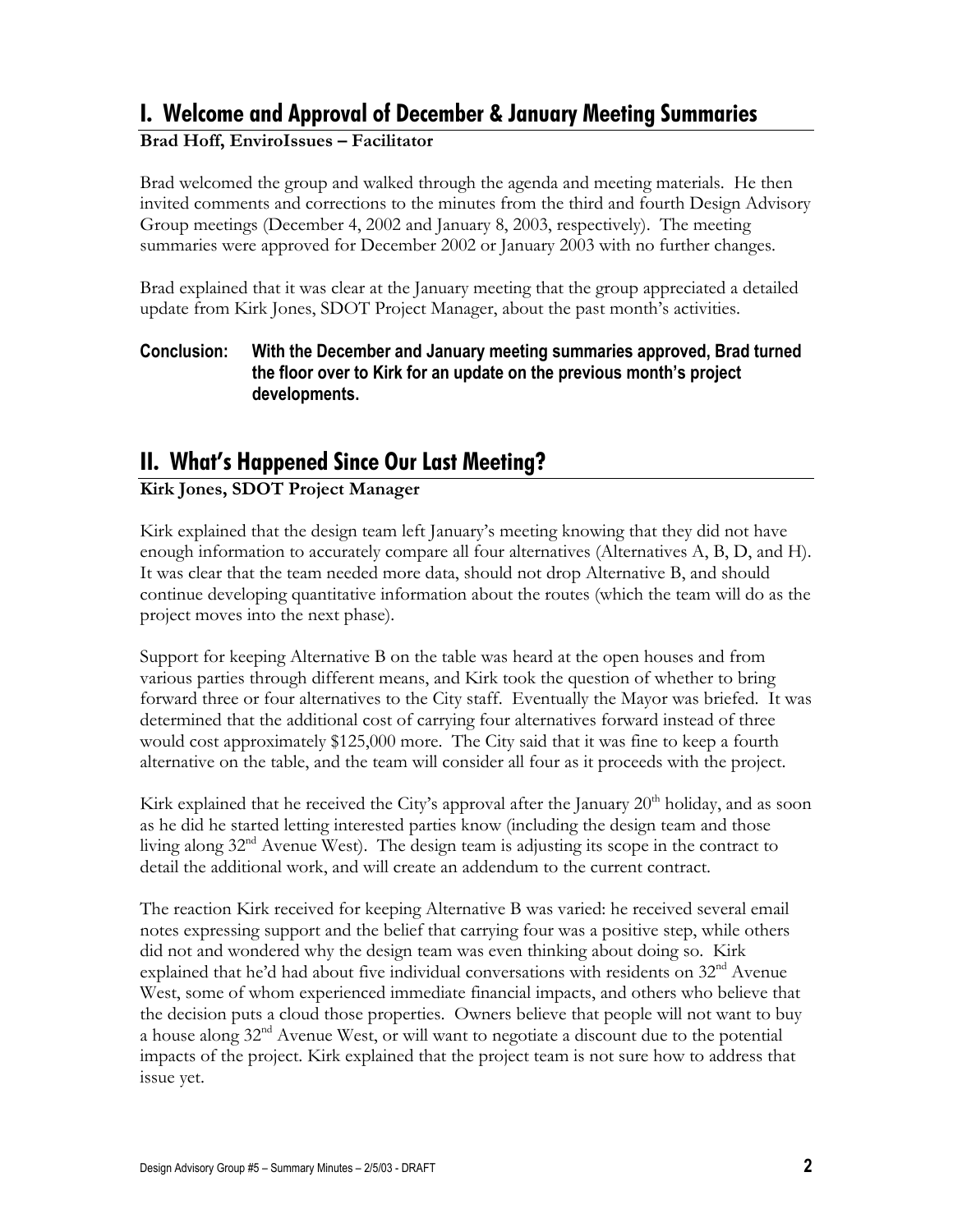# I. Welcome and Approval of December & January Meeting Summaries

**Brad Hoff, EnviroIssues – Facilitator**

Brad welcomed the group and walked through the agenda and meeting materials. He then invited comments and corrections to the minutes from the third and fourth Design Advisory Group meetings (December 4, 2002 and January 8, 2003, respectively). The meeting summaries were approved for December 2002 or January 2003 with no further changes.

Brad explained that it was clear at the January meeting that the group appreciated a detailed update from Kirk Jones, SDOT Project Manager, about the past month's activities.

**Conclusion: With the December and January meeting summaries approved, Brad turned the floor over to Kirk for an update on the previous month's project developments.**

# II. What's Happened Since Our Last Meeting?

**Kirk Jones, SDOT Project Manager**

Kirk explained that the design team left January's meeting knowing that they did not have enough information to accurately compare all four alternatives (Alternatives A, B, D, and H). It was clear that the team needed more data, should not drop Alternative B, and should continue developing quantitative information about the routes (which the team will do as the project moves into the next phase).

Support for keeping Alternative B on the table was heard at the open houses and from various parties through different means, and Kirk took the question of whether to bring forward three or four alternatives to the City staff. Eventually the Mayor was briefed. It was determined that the additional cost of carrying four alternatives forward instead of three would cost approximately $125,000 more. The City said that it was fine to keep a fourth alternative on the table, and the team will consider all four as it proceeds with the project.

Kirk explained that he received the City's approval after the January 20th holiday, and as soon as he did he started letting interested parties know (including the design team and those living along 32nd Avenue West). The design team is adjusting its scope in the contract to detail the additional work, and will create an addendum to the current contract.

The reaction Kirk received for keeping Alternative B was varied: he received several email notes expressing support and the belief that carrying four was a positive step, while others did not and wondered why the design team was even thinking about doing so. Kirk explained that he'd had about five individual conversations with residents on 32nd Avenue West, some of whom experienced immediate financial impacts, and others who believe that the decision puts a cloud those properties. Owners believe that people will not want to buy a house along 32nd Avenue West, or will want to negotiate a discount due to the potential impacts of the project. Kirk explained that the project team is not sure how to address that issue yet.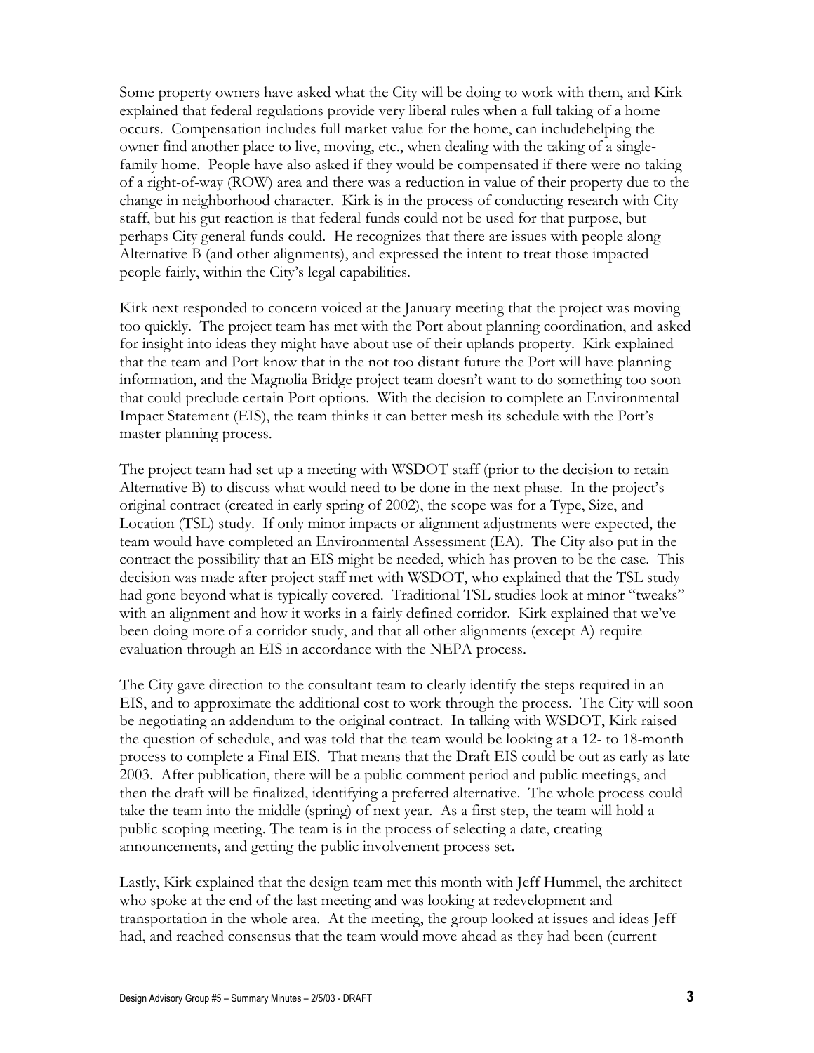Some property owners have asked what the City will be doing to work with them, and Kirk explained that federal regulations provide very liberal rules when a full taking of a home occurs. Compensation includes full market value for the home, can includehelping the owner find another place to live, moving, etc., when dealing with the taking of a single-family home. People have also asked if they would be compensated if there were no taking of a right-of-way (ROW) area and there was a reduction in value of their property due to the change in neighborhood character. Kirk is in the process of conducting research with City staff, but his gut reaction is that federal funds could not be used for that purpose, but perhaps City general funds could. He recognizes that there are issues with people along Alternative B (and other alignments), and expressed the intent to treat those impacted people fairly, within the City's legal capabilities.

Kirk next responded to concern voiced at the January meeting that the project was moving too quickly. The project team has met with the Port about planning coordination, and asked for insight into ideas they might have about use of their uplands property. Kirk explained that the team and Port know that in the not too distant future the Port will have planning information, and the Magnolia Bridge project team doesn't want to do something too soon that could preclude certain Port options. With the decision to complete an Environmental Impact Statement (EIS), the team thinks it can better mesh its schedule with the Port's master planning process.

The project team had set up a meeting with WSDOT staff (prior to the decision to retain Alternative B) to discuss what would need to be done in the next phase. In the project's original contract (created in early spring of 2002), the scope was for a Type, Size, and Location (TSL) study. If only minor impacts or alignment adjustments were expected, the team would have completed an Environmental Assessment (EA). The City also put in the contract the possibility that an EIS might be needed, which has proven to be the case. This decision was made after project staff met with WSDOT, who explained that the TSL study had gone beyond what is typically covered. Traditional TSL studies look at minor "tweaks" with an alignment and how it works in a fairly defined corridor. Kirk explained that we've been doing more of a corridor study, and that all other alignments (except A) require evaluation through an EIS in accordance with the NEPA process.

The City gave direction to the consultant team to clearly identify the steps required in an EIS, and to approximate the additional cost to work through the process. The City will soon be negotiating an addendum to the original contract. In talking with WSDOT, Kirk raised the question of schedule, and was told that the team would be looking at a 12- to 18-month process to complete a Final EIS. That means that the Draft EIS could be out as early as late 2003. After publication, there will be a public comment period and public meetings, and then the draft will be finalized, identifying a preferred alternative. The whole process could take the team into the middle (spring) of next year. As a first step, the team will hold a public scoping meeting. The team is in the process of selecting a date, creating announcements, and getting the public involvement process set.

Lastly, Kirk explained that the design team met this month with Jeff Hummel, the architect who spoke at the end of the last meeting and was looking at redevelopment and transportation in the whole area. At the meeting, the group looked at issues and ideas Jeff had, and reached consensus that the team would move ahead as they had been (current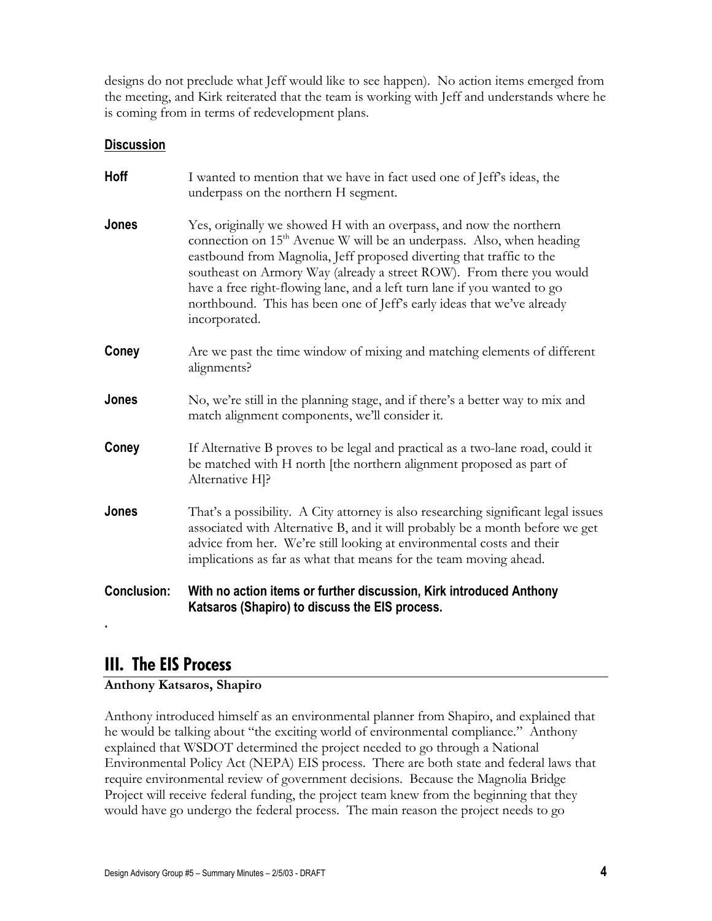designs do not preclude what Jeff would like to see happen). No action items emerged from the meeting, and Kirk reiterated that the team is working with Jeff and understands where he is coming from in terms of redevelopment plans.

**Discussion**

**Hoff** I wanted to mention that we have in fact used one of Jeff's ideas, the underpass on the northern H segment.

**Jones** Yes, originally we showed H with an overpass, and now the northern connection on 15th Avenue W will be an underpass. Also, when heading eastbound from Magnolia, Jeff proposed diverting that traffic to the southeast on Armory Way (already a street ROW). From there you would have a free right-flowing lane, and a left turn lane if you wanted to go northbound. This has been one of Jeff's early ideas that we've already incorporated.

**Coney** Are we past the time window of mixing and matching elements of different alignments?

**Jones** No, we're still in the planning stage, and if there's a better way to mix and match alignment components, we'll consider it.

**Coney** If Alternative B proves to be legal and practical as a two-lane road, could it be matched with H north [the northern alignment proposed as part of Alternative H]?

**Jones** That's a possibility. A City attorney is also researching significant legal issues associated with Alternative B, and it will probably be a month before we get advice from her. We're still looking at environmental costs and their implications as far as what that means for the team moving ahead.

**Conclusion: With no action items or further discussion, Kirk introduced Anthony Katsaros (Shapiro) to discuss the EIS process.**

## III. The EIS Process

**Anthony Katsaros, Shapiro**

Anthony introduced himself as an environmental planner from Shapiro, and explained that he would be talking about "the exciting world of environmental compliance." Anthony explained that WSDOT determined the project needed to go through a National Environmental Policy Act (NEPA) EIS process. There are both state and federal laws that require environmental review of government decisions. Because the Magnolia Bridge Project will receive federal funding, the project team knew from the beginning that they would have go undergo the federal process. The main reason the project needs to go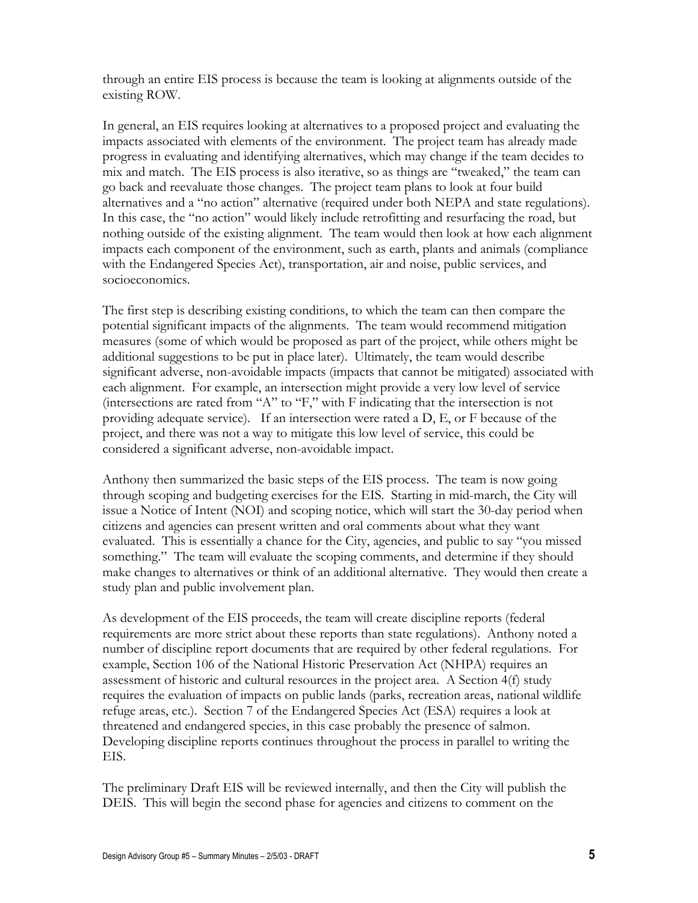through an entire EIS process is because the team is looking at alignments outside of the existing ROW.

In general, an EIS requires looking at alternatives to a proposed project and evaluating the impacts associated with elements of the environment. The project team has already made progress in evaluating and identifying alternatives, which may change if the team decides to mix and match. The EIS process is also iterative, so as things are "tweaked," the team can go back and reevaluate those changes. The project team plans to look at four build alternatives and a "no action" alternative (required under both NEPA and state regulations). In this case, the "no action" would likely include retrofitting and resurfacing the road, but nothing outside of the existing alignment. The team would then look at how each alignment impacts each component of the environment, such as earth, plants and animals (compliance with the Endangered Species Act), transportation, air and noise, public services, and socioeconomics.

The first step is describing existing conditions, to which the team can then compare the potential significant impacts of the alignments. The team would recommend mitigation measures (some of which would be proposed as part of the project, while others might be additional suggestions to be put in place later). Ultimately, the team would describe significant adverse, non-avoidable impacts (impacts that cannot be mitigated) associated with each alignment. For example, an intersection might provide a very low level of service (intersections are rated from "A" to "F," with F indicating that the intersection is not providing adequate service). If an intersection were rated a D, E, or F because of the project, and there was not a way to mitigate this low level of service, this could be considered a significant adverse, non-avoidable impact.

Anthony then summarized the basic steps of the EIS process. The team is now going through scoping and budgeting exercises for the EIS. Starting in mid-march, the City will issue a Notice of Intent (NOI) and scoping notice, which will start the 30-day period when citizens and agencies can present written and oral comments about what they want evaluated. This is essentially a chance for the City, agencies, and public to say "you missed something." The team will evaluate the scoping comments, and determine if they should make changes to alternatives or think of an additional alternative. They would then create a study plan and public involvement plan.

As development of the EIS proceeds, the team will create discipline reports (federal requirements are more strict about these reports than state regulations). Anthony noted a number of discipline report documents that are required by other federal regulations. For example, Section 106 of the National Historic Preservation Act (NHPA) requires an assessment of historic and cultural resources in the project area. A Section 4(f) study requires the evaluation of impacts on public lands (parks, recreation areas, national wildlife refuge areas, etc.). Section 7 of the Endangered Species Act (ESA) requires a look at threatened and endangered species, in this case probably the presence of salmon. Developing discipline reports continues throughout the process in parallel to writing the EIS.

The preliminary Draft EIS will be reviewed internally, and then the City will publish the DEIS. This will begin the second phase for agencies and citizens to comment on the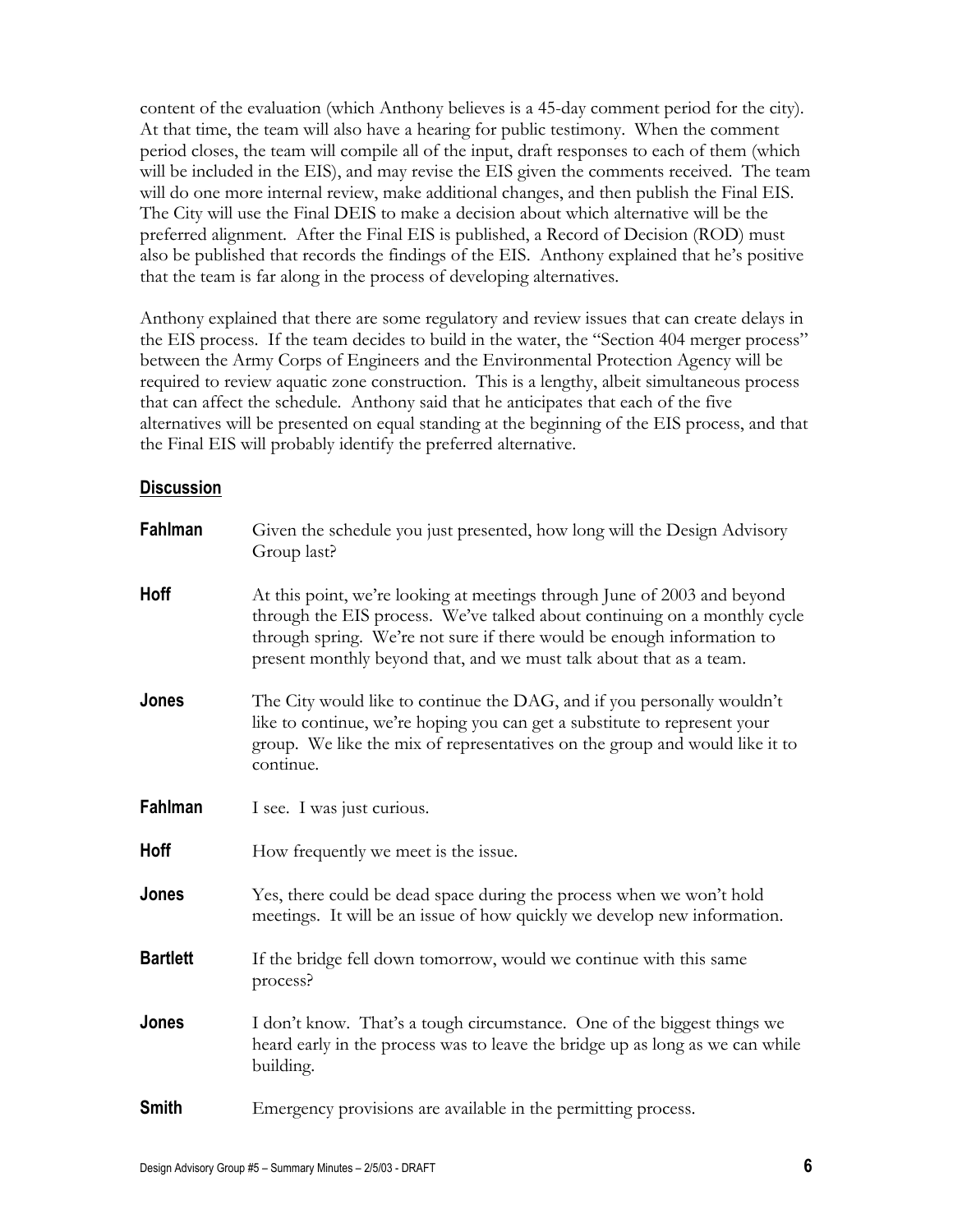content of the evaluation (which Anthony believes is a 45-day comment period for the city). At that time, the team will also have a hearing for public testimony. When the comment period closes, the team will compile all of the input, draft responses to each of them (which will be included in the EIS), and may revise the EIS given the comments received. The team will do one more internal review, make additional changes, and then publish the Final EIS. The City will use the Final DEIS to make a decision about which alternative will be the preferred alignment. After the Final EIS is published, a Record of Decision (ROD) must also be published that records the findings of the EIS. Anthony explained that he's positive that the team is far along in the process of developing alternatives.

Anthony explained that there are some regulatory and review issues that can create delays in the EIS process. If the team decides to build in the water, the "Section 404 merger process" between the Army Corps of Engineers and the Environmental Protection Agency will be required to review aquatic zone construction. This is a lengthy, albeit simultaneous process that can affect the schedule. Anthony said that he anticipates that each of the five alternatives will be presented on equal standing at the beginning of the EIS process, and that the Final EIS will probably identify the preferred alternative.

## Discussion

**Fahlman** Given the schedule you just presented, how long will the Design Advisory Group last?

**Hoff** At this point, we're looking at meetings through June of 2003 and beyond through the EIS process. We've talked about continuing on a monthly cycle through spring. We're not sure if there would be enough information to present monthly beyond that, and we must talk about that as a team.

**Jones** The City would like to continue the DAG, and if you personally wouldn't like to continue, we're hoping you can get a substitute to represent your group. We like the mix of representatives on the group and would like it to continue.

**Fahlman** I see. I was just curious.

**Hoff** How frequently we meet is the issue.

**Jones** Yes, there could be dead space during the process when we won't hold meetings. It will be an issue of how quickly we develop new information.

**Bartlett** If the bridge fell down tomorrow, would we continue with this same process?

**Jones** I don't know. That's a tough circumstance. One of the biggest things we heard early in the process was to leave the bridge up as long as we can while building.

**Smith** Emergency provisions are available in the permitting process.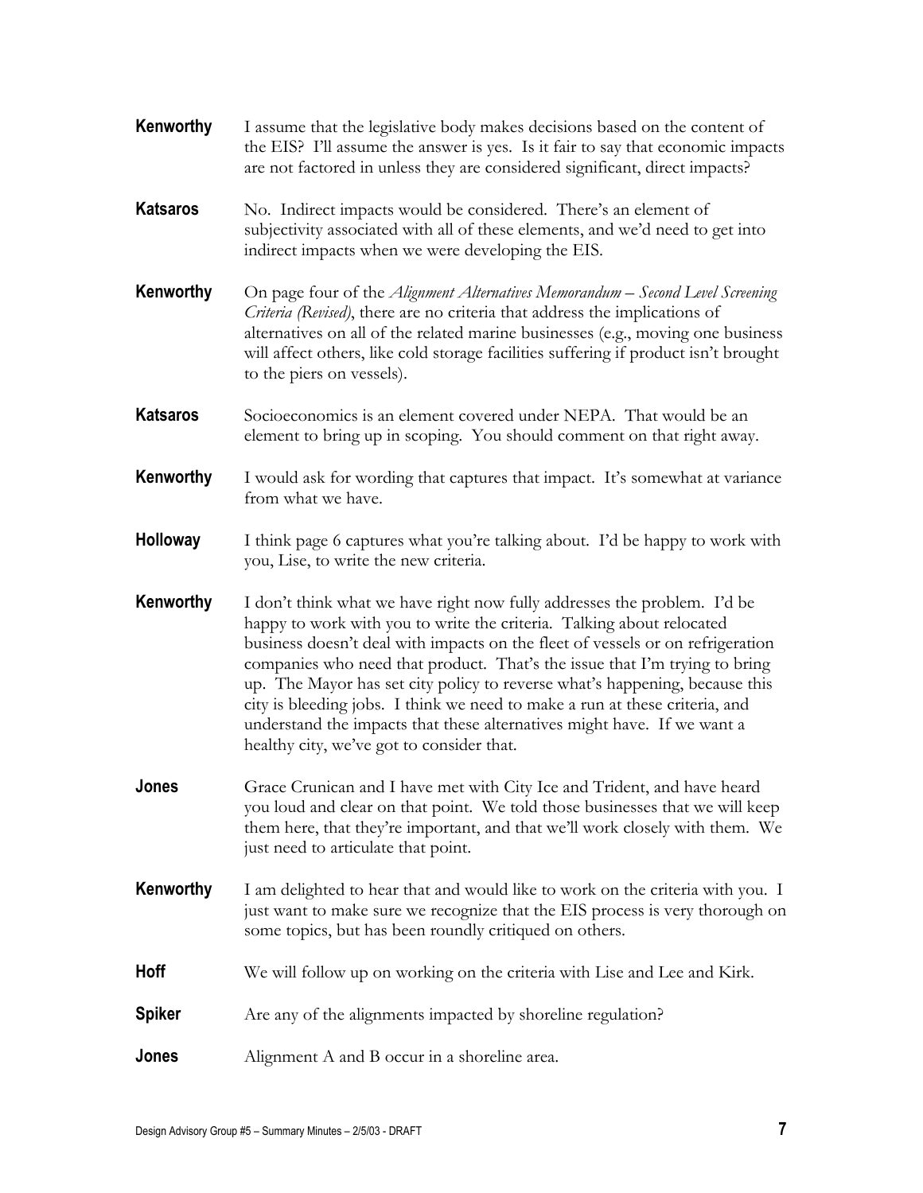**Kenworthy** I assume that the legislative body makes decisions based on the content of the EIS? I'll assume the answer is yes. Is it fair to say that economic impacts are not factored in unless they are considered significant, direct impacts?

**Katsaros** No. Indirect impacts would be considered. There's an element of subjectivity associated with all of these elements, and we'd need to get into indirect impacts when we were developing the EIS.

**Kenworthy** On page four of the *Alignment Alternatives Memorandum – Second Level Screening Criteria (Revised)*, there are no criteria that address the implications of alternatives on all of the related marine businesses (e.g., moving one business will affect others, like cold storage facilities suffering if product isn't brought to the piers on vessels).

**Katsaros** Socioeconomics is an element covered under NEPA. That would be an element to bring up in scoping. You should comment on that right away.

**Kenworthy** I would ask for wording that captures that impact. It's somewhat at variance from what we have.

**Holloway** I think page 6 captures what you're talking about. I'd be happy to work with you, Lise, to write the new criteria.

**Kenworthy** I don't think what we have right now fully addresses the problem. I'd be happy to work with you to write the criteria. Talking about relocated business doesn't deal with impacts on the fleet of vessels or on refrigeration companies who need that product. That's the issue that I'm trying to bring up. The Mayor has set city policy to reverse what's happening, because this city is bleeding jobs. I think we need to make a run at these criteria, and understand the impacts that these alternatives might have. If we want a healthy city, we've got to consider that.

**Jones** Grace Crunican and I have met with City Ice and Trident, and have heard you loud and clear on that point. We told those businesses that we will keep them here, that they're important, and that we'll work closely with them. We just need to articulate that point.

**Kenworthy** I am delighted to hear that and would like to work on the criteria with you. I just want to make sure we recognize that the EIS process is very thorough on some topics, but has been roundly critiqued on others.

**Hoff** We will follow up on working on the criteria with Lise and Lee and Kirk.

**Spiker** Are any of the alignments impacted by shoreline regulation?

**Jones** Alignment A and B occur in a shoreline area.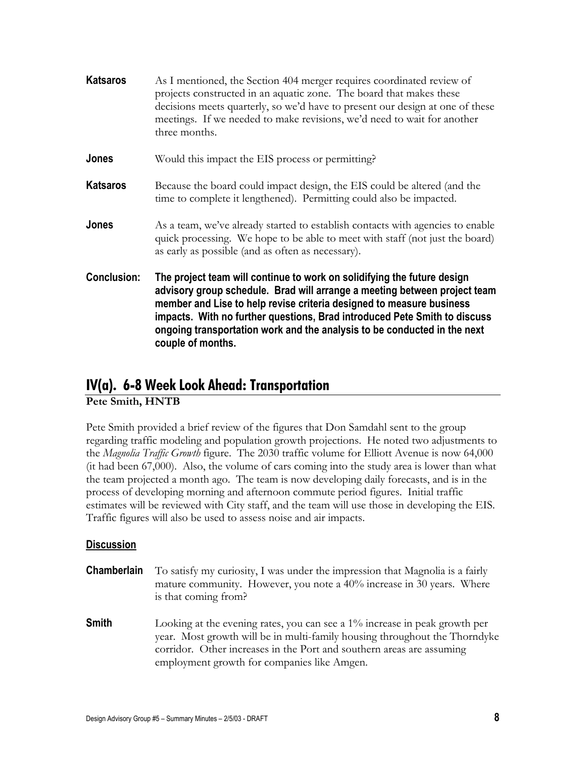**Katsaros** As I mentioned, the Section 404 merger requires coordinated review of projects constructed in an aquatic zone. The board that makes these decisions meets quarterly, so we'd have to present our design at one of these meetings. If we needed to make revisions, we'd need to wait for another three months.

**Jones** Would this impact the EIS process or permitting?

**Katsaros** Because the board could impact design, the EIS could be altered (and the time to complete it lengthened). Permitting could also be impacted.

**Jones** As a team, we've already started to establish contacts with agencies to enable quick processing. We hope to be able to meet with staff (not just the board) as early as possible (and as often as necessary).

**Conclusion:** **The project team will continue to work on solidifying the future design advisory group schedule. Brad will arrange a meeting between project team member and Lise to help revise criteria designed to measure business impacts. With no further questions, Brad introduced Pete Smith to discuss ongoing transportation work and the analysis to be conducted in the next couple of months.**

## IV(a). 6-8 Week Look Ahead: Transportation

**Pete Smith, HNTB**

Pete Smith provided a brief review of the figures that Don Samdahl sent to the group regarding traffic modeling and population growth projections. He noted two adjustments to the *Magnolia Traffic Growth* figure. The 2030 traffic volume for Elliott Avenue is now 64,000 (it had been 67,000). Also, the volume of cars coming into the study area is lower than what the team projected a month ago. The team is now developing daily forecasts, and is in the process of developing morning and afternoon commute period figures. Initial traffic estimates will be reviewed with City staff, and the team will use those in developing the EIS. Traffic figures will also be used to assess noise and air impacts.

### Discussion

**Chamberlain** To satisfy my curiosity, I was under the impression that Magnolia is a fairly mature community. However, you note a 40% increase in 30 years. Where is that coming from?

**Smith** Looking at the evening rates, you can see a 1% increase in peak growth per year. Most growth will be in multi-family housing throughout the Thorndyke corridor. Other increases in the Port and southern areas are assuming employment growth for companies like Amgen.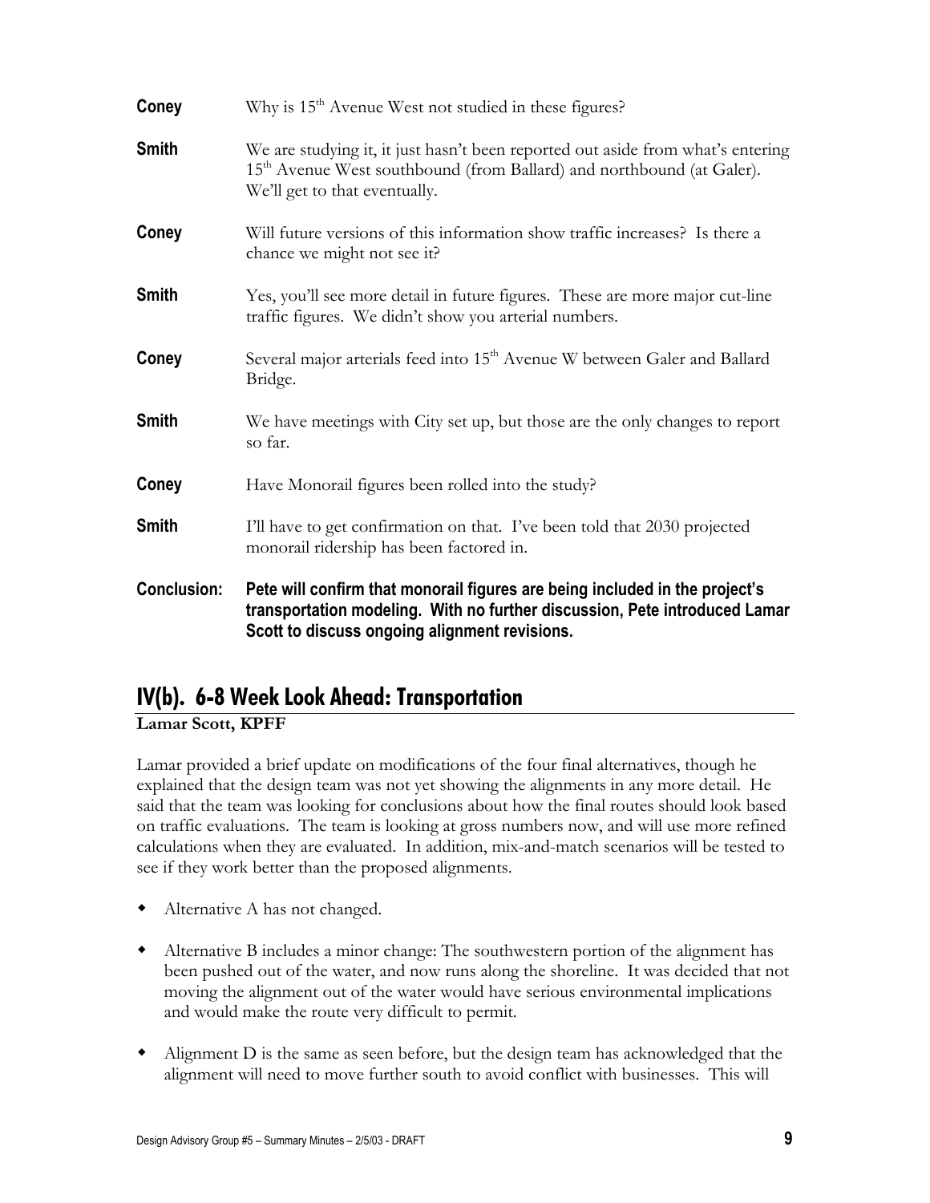**Coney** Why is 15th Avenue West not studied in these figures?

**Smith** We are studying it, it just hasn't been reported out aside from what's entering 15th Avenue West southbound (from Ballard) and northbound (at Galer). We'll get to that eventually.

**Coney** Will future versions of this information show traffic increases? Is there a chance we might not see it?

**Smith** Yes, you'll see more detail in future figures. These are more major cut-line traffic figures. We didn't show you arterial numbers.

**Coney** Several major arterials feed into 15th Avenue W between Galer and Ballard Bridge.

**Smith** We have meetings with City set up, but those are the only changes to report so far.

**Coney** Have Monorail figures been rolled into the study?

**Smith** I'll have to get confirmation on that. I've been told that 2030 projected monorail ridership has been factored in.

**Conclusion:** **Pete will confirm that monorail figures are being included in the project's transportation modeling. With no further discussion, Pete introduced Lamar Scott to discuss ongoing alignment revisions.**

## IV(b). 6-8 Week Look Ahead: Transportation

**Lamar Scott, KPFF**

Lamar provided a brief update on modifications of the four final alternatives, though he explained that the design team was not yet showing the alignments in any more detail. He said that the team was looking for conclusions about how the final routes should look based on traffic evaluations. The team is looking at gross numbers now, and will use more refined calculations when they are evaluated. In addition, mix-and-match scenarios will be tested to see if they work better than the proposed alignments.

- Alternative A has not changed.
- Alternative B includes a minor change: The southwestern portion of the alignment has been pushed out of the water, and now runs along the shoreline. It was decided that not moving the alignment out of the water would have serious environmental implications and would make the route very difficult to permit.
- Alignment D is the same as seen before, but the design team has acknowledged that the alignment will need to move further south to avoid conflict with businesses. This will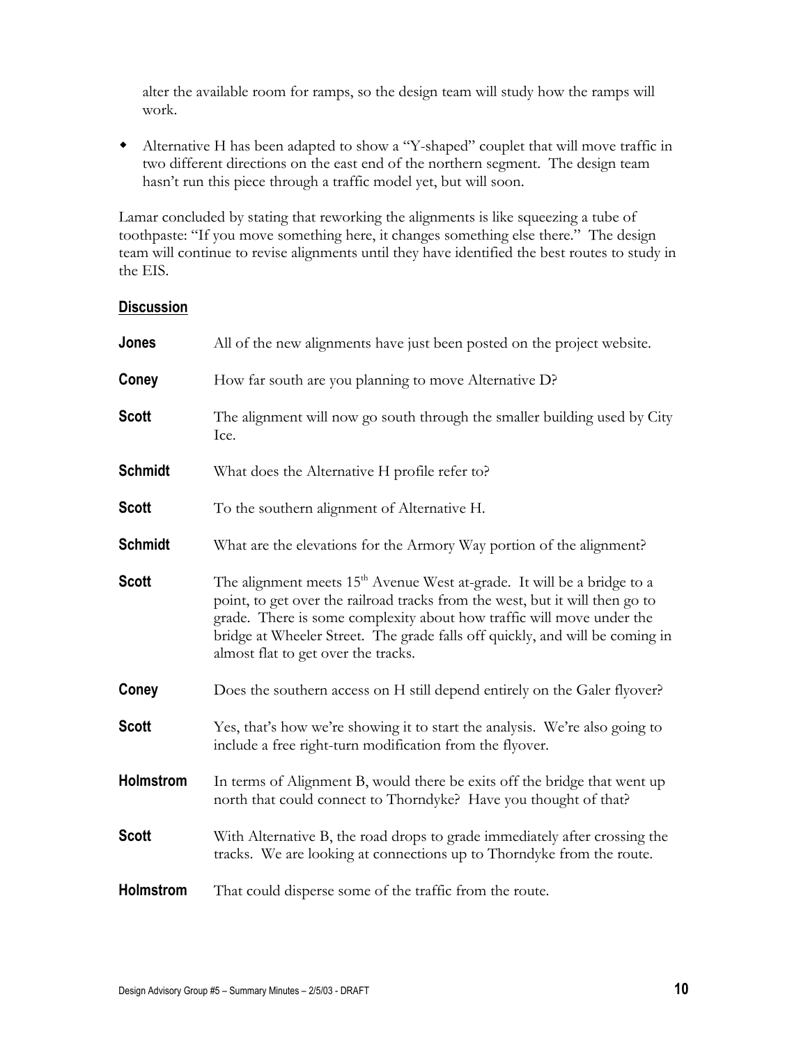alter the available room for ramps, so the design team will study how the ramps will work.

- Alternative H has been adapted to show a "Y-shaped" couplet that will move traffic in two different directions on the east end of the northern segment. The design team hasn't run this piece through a traffic model yet, but will soon.

Lamar concluded by stating that reworking the alignments is like squeezing a tube of toothpaste: "If you move something here, it changes something else there." The design team will continue to revise alignments until they have identified the best routes to study in the EIS.

**Discussion**

**Jones** All of the new alignments have just been posted on the project website.

**Coney** How far south are you planning to move Alternative D?

**Scott** The alignment will now go south through the smaller building used by City Ice.

**Schmidt** What does the Alternative H profile refer to?

**Scott** To the southern alignment of Alternative H.

**Schmidt** What are the elevations for the Armory Way portion of the alignment?

**Scott** The alignment meets 15th Avenue West at-grade. It will be a bridge to a point, to get over the railroad tracks from the west, but it will then go to grade. There is some complexity about how traffic will move under the bridge at Wheeler Street. The grade falls off quickly, and will be coming in almost flat to get over the tracks.

**Coney** Does the southern access on H still depend entirely on the Galer flyover?

**Scott** Yes, that's how we're showing it to start the analysis. We're also going to include a free right-turn modification from the flyover.

**Holmstrom** In terms of Alignment B, would there be exits off the bridge that went up north that could connect to Thorndyke? Have you thought of that?

**Scott** With Alternative B, the road drops to grade immediately after crossing the tracks. We are looking at connections up to Thorndyke from the route.

**Holmstrom** That could disperse some of the traffic from the route.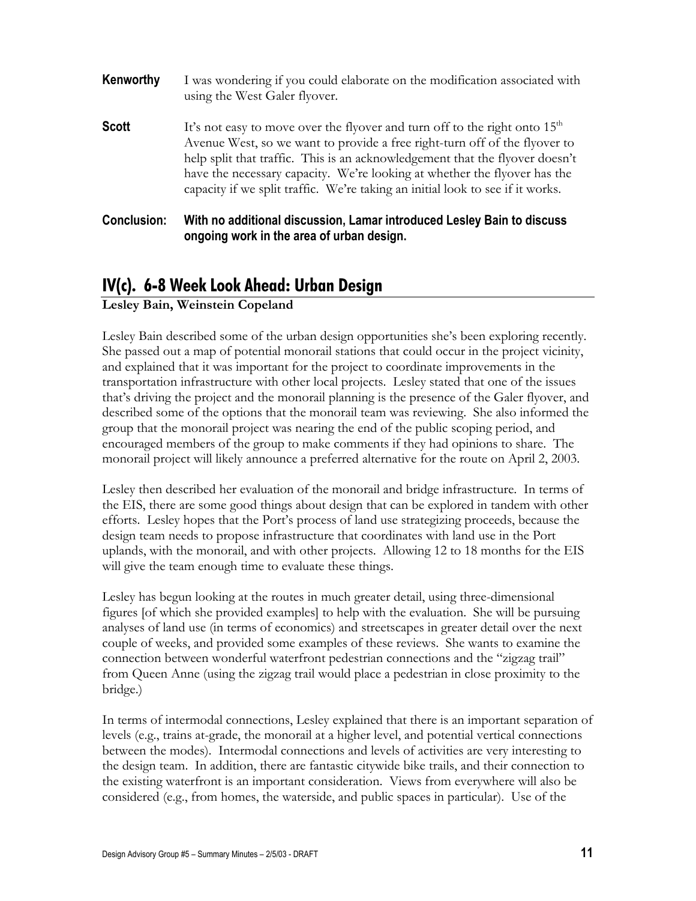**Kenworthy** I was wondering if you could elaborate on the modification associated with using the West Galer flyover.

**Scott** It's not easy to move over the flyover and turn off to the right onto 15th Avenue West, so we want to provide a free right-turn off of the flyover to help split that traffic. This is an acknowledgement that the flyover doesn't have the necessary capacity. We're looking at whether the flyover has the capacity if we split traffic. We're taking an initial look to see if it works.

**Conclusion: With no additional discussion, Lamar introduced Lesley Bain to discuss ongoing work in the area of urban design.**

## IV(c). 6-8 Week Look Ahead: Urban Design

**Lesley Bain, Weinstein Copeland**

Lesley Bain described some of the urban design opportunities she's been exploring recently. She passed out a map of potential monorail stations that could occur in the project vicinity, and explained that it was important for the project to coordinate improvements in the transportation infrastructure with other local projects. Lesley stated that one of the issues that's driving the project and the monorail planning is the presence of the Galer flyover, and described some of the options that the monorail team was reviewing. She also informed the group that the monorail project was nearing the end of the public scoping period, and encouraged members of the group to make comments if they had opinions to share. The monorail project will likely announce a preferred alternative for the route on April 2, 2003.

Lesley then described her evaluation of the monorail and bridge infrastructure. In terms of the EIS, there are some good things about design that can be explored in tandem with other efforts. Lesley hopes that the Port's process of land use strategizing proceeds, because the design team needs to propose infrastructure that coordinates with land use in the Port uplands, with the monorail, and with other projects. Allowing 12 to 18 months for the EIS will give the team enough time to evaluate these things.

Lesley has begun looking at the routes in much greater detail, using three-dimensional figures [of which she provided examples] to help with the evaluation. She will be pursuing analyses of land use (in terms of economics) and streetscapes in greater detail over the next couple of weeks, and provided some examples of these reviews. She wants to examine the connection between wonderful waterfront pedestrian connections and the "zigzag trail" from Queen Anne (using the zigzag trail would place a pedestrian in close proximity to the bridge.)

In terms of intermodal connections, Lesley explained that there is an important separation of levels (e.g., trains at-grade, the monorail at a higher level, and potential vertical connections between the modes). Intermodal connections and levels of activities are very interesting to the design team. In addition, there are fantastic citywide bike trails, and their connection to the existing waterfront is an important consideration. Views from everywhere will also be considered (e.g., from homes, the waterside, and public spaces in particular). Use of the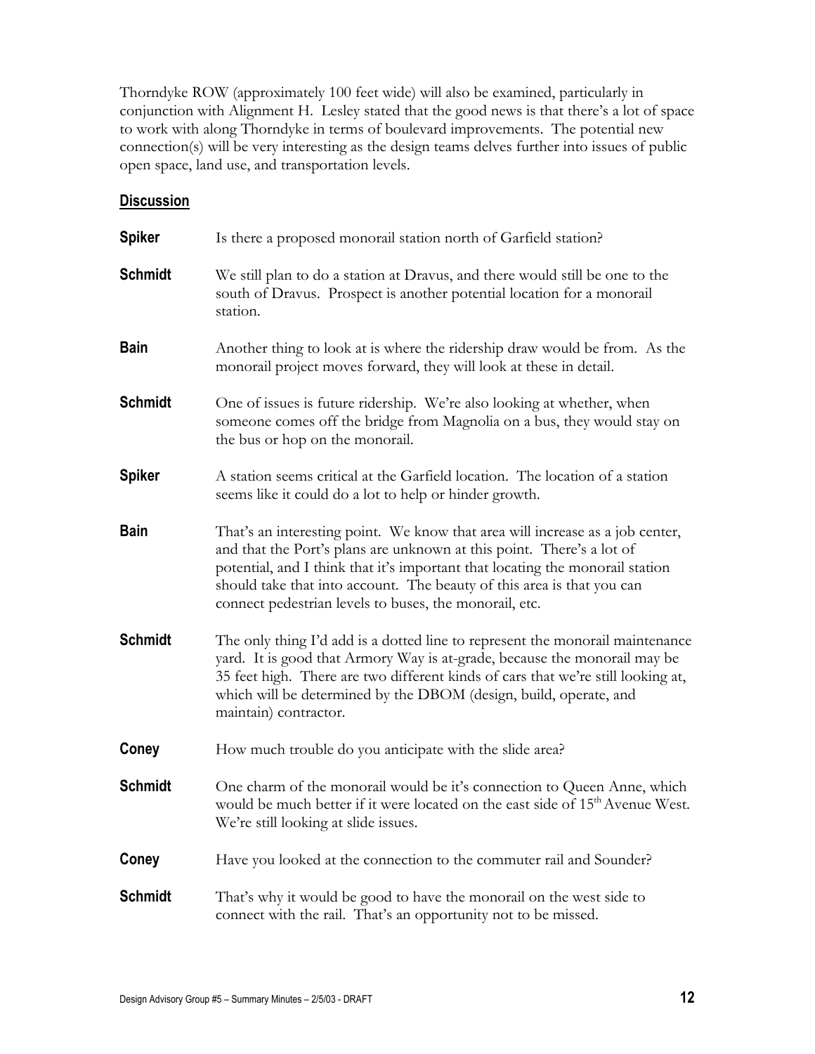Thorndyke ROW (approximately 100 feet wide) will also be examined, particularly in conjunction with Alignment H. Lesley stated that the good news is that there's a lot of space to work with along Thorndyke in terms of boulevard improvements. The potential new connection(s) will be very interesting as the design teams delves further into issues of public open space, land use, and transportation levels.

**Discussion**

**Spiker** Is there a proposed monorail station north of Garfield station?

**Schmidt** We still plan to do a station at Dravus, and there would still be one to the south of Dravus. Prospect is another potential location for a monorail station.

**Bain** Another thing to look at is where the ridership draw would be from. As the monorail project moves forward, they will look at these in detail.

**Schmidt** One of issues is future ridership. We're also looking at whether, when someone comes off the bridge from Magnolia on a bus, they would stay on the bus or hop on the monorail.

**Spiker** A station seems critical at the Garfield location. The location of a station seems like it could do a lot to help or hinder growth.

**Bain** That's an interesting point. We know that area will increase as a job center, and that the Port's plans are unknown at this point. There's a lot of potential, and I think that it's important that locating the monorail station should take that into account. The beauty of this area is that you can connect pedestrian levels to buses, the monorail, etc.

**Schmidt** The only thing I'd add is a dotted line to represent the monorail maintenance yard. It is good that Armory Way is at-grade, because the monorail may be 35 feet high. There are two different kinds of cars that we're still looking at, which will be determined by the DBOM (design, build, operate, and maintain) contractor.

**Coney** How much trouble do you anticipate with the slide area?

**Schmidt** One charm of the monorail would be it's connection to Queen Anne, which would be much better if it were located on the east side of 15th Avenue West. We're still looking at slide issues.

**Coney** Have you looked at the connection to the commuter rail and Sounder?

**Schmidt** That's why it would be good to have the monorail on the west side to connect with the rail. That's an opportunity not to be missed.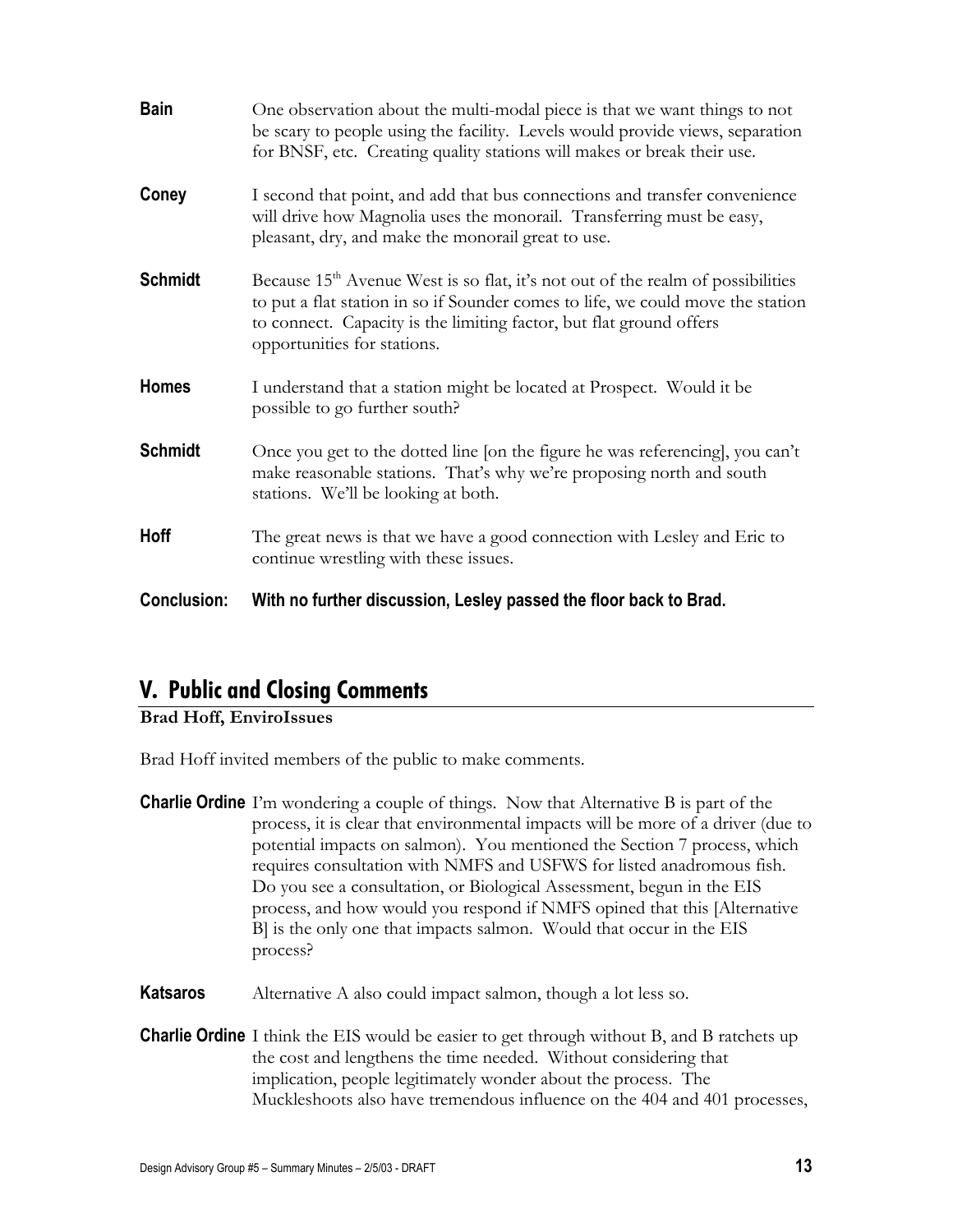**Bain** One observation about the multi-modal piece is that we want things to not be scary to people using the facility. Levels would provide views, separation for BNSF, etc. Creating quality stations will makes or break their use.

**Coney** I second that point, and add that bus connections and transfer convenience will drive how Magnolia uses the monorail. Transferring must be easy, pleasant, dry, and make the monorail great to use.

**Schmidt** Because 15th Avenue West is so flat, it's not out of the realm of possibilities to put a flat station in so if Sounder comes to life, we could move the station to connect. Capacity is the limiting factor, but flat ground offers opportunities for stations.

**Homes** I understand that a station might be located at Prospect. Would it be possible to go further south?

**Schmidt** Once you get to the dotted line [on the figure he was referencing], you can't make reasonable stations. That's why we're proposing north and south stations. We'll be looking at both.

**Hoff** The great news is that we have a good connection with Lesley and Eric to continue wrestling with these issues.

**Conclusion: With no further discussion, Lesley passed the floor back to Brad.**

## V. Public and Closing Comments

**Brad Hoff, EnviroIssues**

Brad Hoff invited members of the public to make comments.

**Charlie Ordine** I'm wondering a couple of things. Now that Alternative B is part of the process, it is clear that environmental impacts will be more of a driver (due to potential impacts on salmon). You mentioned the Section 7 process, which requires consultation with NMFS and USFWS for listed anadromous fish. Do you see a consultation, or Biological Assessment, begun in the EIS process, and how would you respond if NMFS opined that this [Alternative B] is the only one that impacts salmon. Would that occur in the EIS process?

**Katsaros** Alternative A also could impact salmon, though a lot less so.

**Charlie Ordine** I think the EIS would be easier to get through without B, and B ratchets up the cost and lengthens the time needed. Without considering that implication, people legitimately wonder about the process. The Muckleshoots also have tremendous influence on the 404 and 401 processes,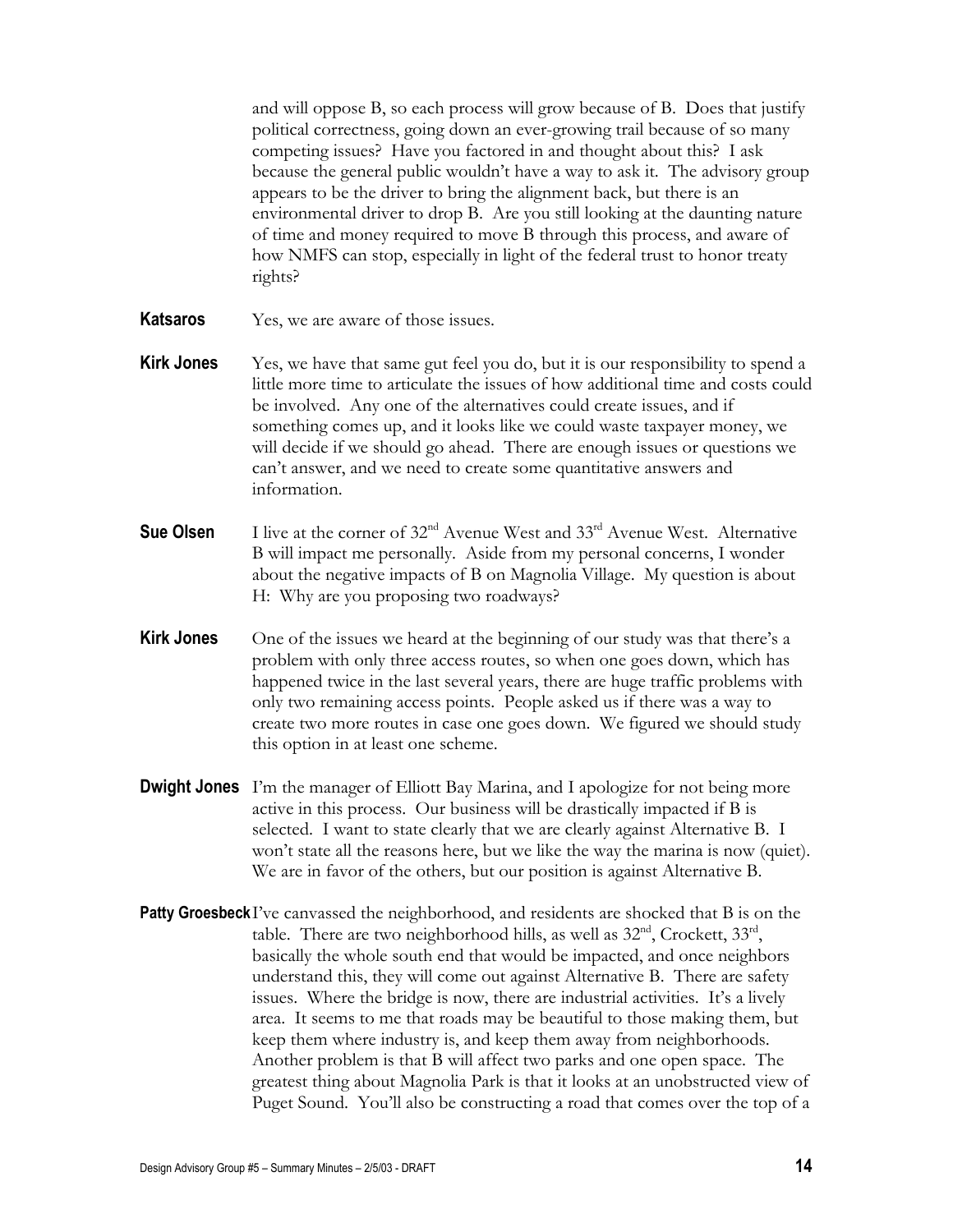and will oppose B, so each process will grow because of B. Does that justify political correctness, going down an ever-growing trail because of so many competing issues? Have you factored in and thought about this? I ask because the general public wouldn't have a way to ask it. The advisory group appears to be the driver to bring the alignment back, but there is an environmental driver to drop B. Are you still looking at the daunting nature of time and money required to move B through this process, and aware of how NMFS can stop, especially in light of the federal trust to honor treaty rights?

**Katsaros** Yes, we are aware of those issues.

**Kirk Jones** Yes, we have that same gut feel you do, but it is our responsibility to spend a little more time to articulate the issues of how additional time and costs could be involved. Any one of the alternatives could create issues, and if something comes up, and it looks like we could waste taxpayer money, we will decide if we should go ahead. There are enough issues or questions we can't answer, and we need to create some quantitative answers and information.

**Sue Olsen** I live at the corner of 32nd Avenue West and 33rd Avenue West. Alternative B will impact me personally. Aside from my personal concerns, I wonder about the negative impacts of B on Magnolia Village. My question is about H: Why are you proposing two roadways?

**Kirk Jones** One of the issues we heard at the beginning of our study was that there's a problem with only three access routes, so when one goes down, which has happened twice in the last several years, there are huge traffic problems with only two remaining access points. People asked us if there was a way to create two more routes in case one goes down. We figured we should study this option in at least one scheme.

**Dwight Jones** I'm the manager of Elliott Bay Marina, and I apologize for not being more active in this process. Our business will be drastically impacted if B is selected. I want to state clearly that we are clearly against Alternative B. I won't state all the reasons here, but we like the way the marina is now (quiet). We are in favor of the others, but our position is against Alternative B.

**Patty Groesbeck** I've canvassed the neighborhood, and residents are shocked that B is on the table. There are two neighborhood hills, as well as 32nd, Crockett, 33rd, basically the whole south end that would be impacted, and once neighbors understand this, they will come out against Alternative B. There are safety issues. Where the bridge is now, there are industrial activities. It's a lively area. It seems to me that roads may be beautiful to those making them, but keep them where industry is, and keep them away from neighborhoods. Another problem is that B will affect two parks and one open space. The greatest thing about Magnolia Park is that it looks at an unobstructed view of Puget Sound. You'll also be constructing a road that comes over the top of a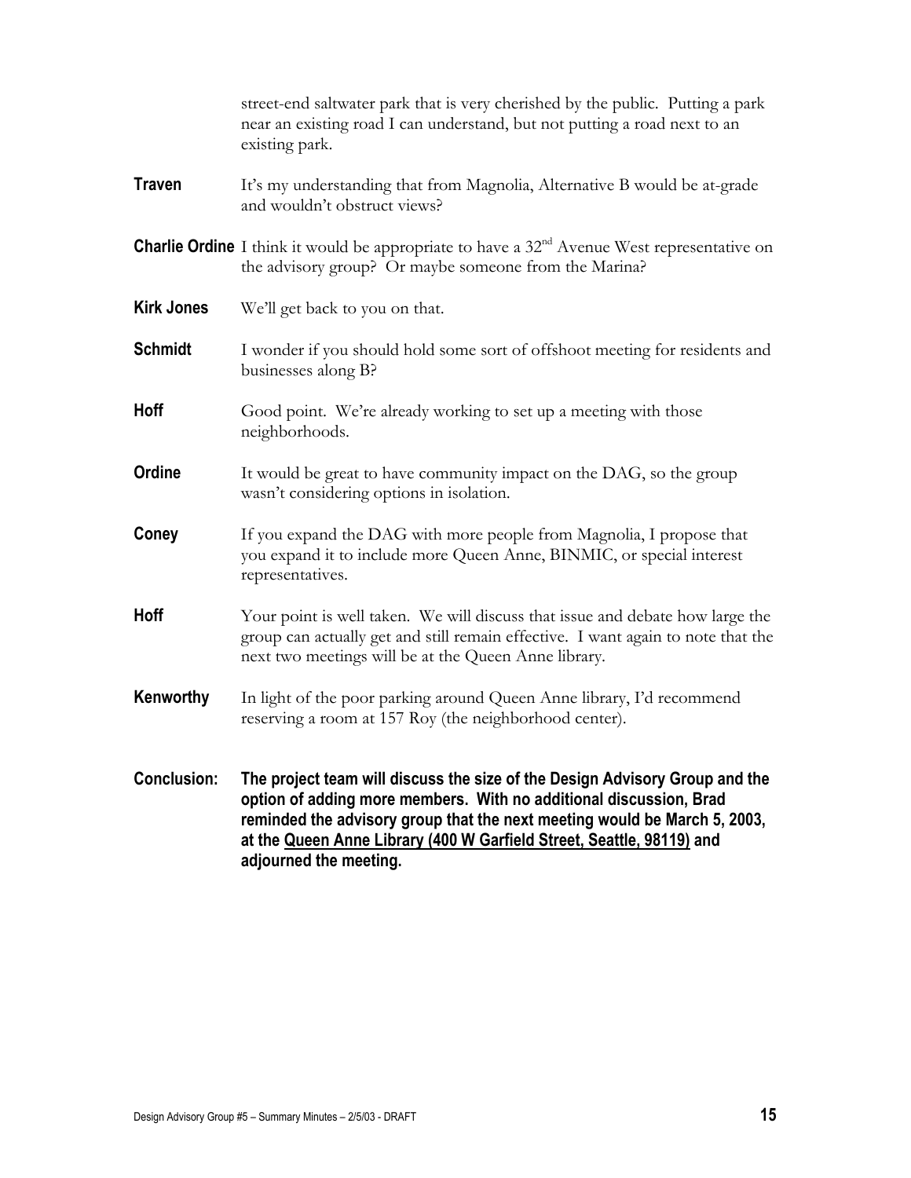street-end saltwater park that is very cherished by the public. Putting a park near an existing road I can understand, but not putting a road next to an existing park.

**Traven** It's my understanding that from Magnolia, Alternative B would be at-grade and wouldn't obstruct views?

**Charlie Ordine** I think it would be appropriate to have a 32nd Avenue West representative on the advisory group? Or maybe someone from the Marina?

**Kirk Jones** We'll get back to you on that.

**Schmidt** I wonder if you should hold some sort of offshoot meeting for residents and businesses along B?

**Hoff** Good point. We're already working to set up a meeting with those neighborhoods.

**Ordine** It would be great to have community impact on the DAG, so the group wasn't considering options in isolation.

**Coney** If you expand the DAG with more people from Magnolia, I propose that you expand it to include more Queen Anne, BINMIC, or special interest representatives.

**Hoff** Your point is well taken. We will discuss that issue and debate how large the group can actually get and still remain effective. I want again to note that the next two meetings will be at the Queen Anne library.

**Kenworthy** In light of the poor parking around Queen Anne library, I'd recommend reserving a room at 157 Roy (the neighborhood center).

**Conclusion: The project team will discuss the size of the Design Advisory Group and the option of adding more members. With no additional discussion, Brad reminded the advisory group that the next meeting would be March 5, 2003, at the <u>Queen Anne Library (400 W Garfield Street, Seattle, 98119)</u> and adjourned the meeting.**